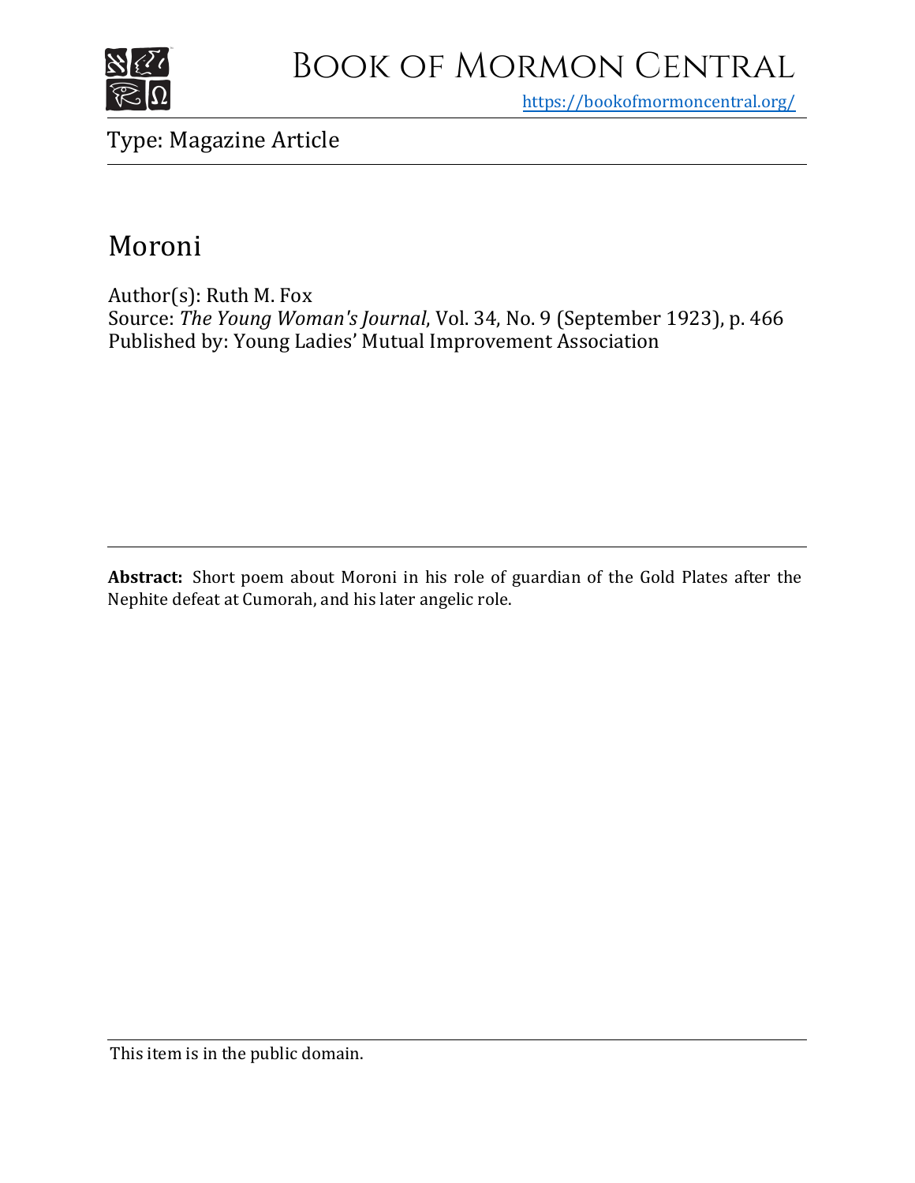# Book of Mormon Central

https://bookofmormoncentral.org/

Type: Magazine Article

## Moroni

Author(s): Ruth M. Fox
Source: *The Young Woman's Journal*, Vol. 34, No. 9 (September 1923), p. 466
Published by: Young Ladies' Mutual Improvement Association

**Abstract:** Short poem about Moroni in his role of guardian of the Gold Plates after the Nephite defeat at Cumorah, and his later angelic role.

This item is in the public domain.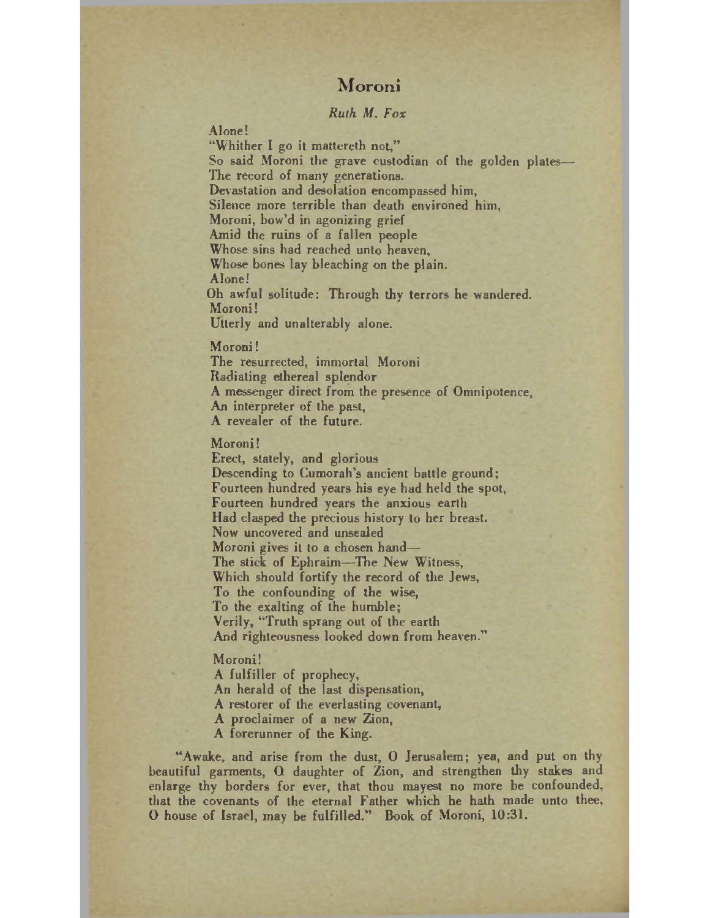# Moroni

*Ruth M. Fox*

Alone!
"Whither I go it mattereth not,"
So said Moroni the grave custodian of the golden plates—
The record of many generations.
Devastation and desolation encompassed him,
Silence more terrible than death environed him,
Moroni, bow'd in agonizing grief
Amid the ruins of a fallen people
Whose sins had reached unto heaven,
Whose bones lay bleaching on the plain.
Alone!
Oh awful solitude: Through thy terrors he wandered.
Moroni!
Utterly and unalterably alone.

Moroni!
The resurrected, immortal Moroni
Radiating ethereal splendor
A messenger direct from the presence of Omnipotence,
An interpreter of the past,
A revealer of the future.

Moroni!
Erect, stately, and glorious
Descending to Cumorah's ancient battle ground;
Fourteen hundred years his eye had held the spot,
Fourteen hundred years the anxious earth
Had clasped the precious history to her breast.
Now uncovered and unsealed
Moroni gives it to a chosen hand—
The stick of Ephraim—The New Witness,
Which should fortify the record of the Jews,
To the confounding of the wise,
To the exalting of the humble;
Verily, "Truth sprang out of the earth
And righteousness looked down from heaven."

Moroni!
A fulfiller of prophecy,
An herald of the last dispensation,
A restorer of the everlasting covenant,
A proclaimer of a new Zion,
A forerunner of the King.

"Awake, and arise from the dust, O Jerusalem; yea, and put on thy beautiful garments, O daughter of Zion, and strengthen thy stakes and enlarge thy borders for ever, that thou mayest no more be confounded, that the covenants of the eternal Father which he hath made unto thee, O house of Israel, may be fulfilled." Book of Moroni, 10:31.